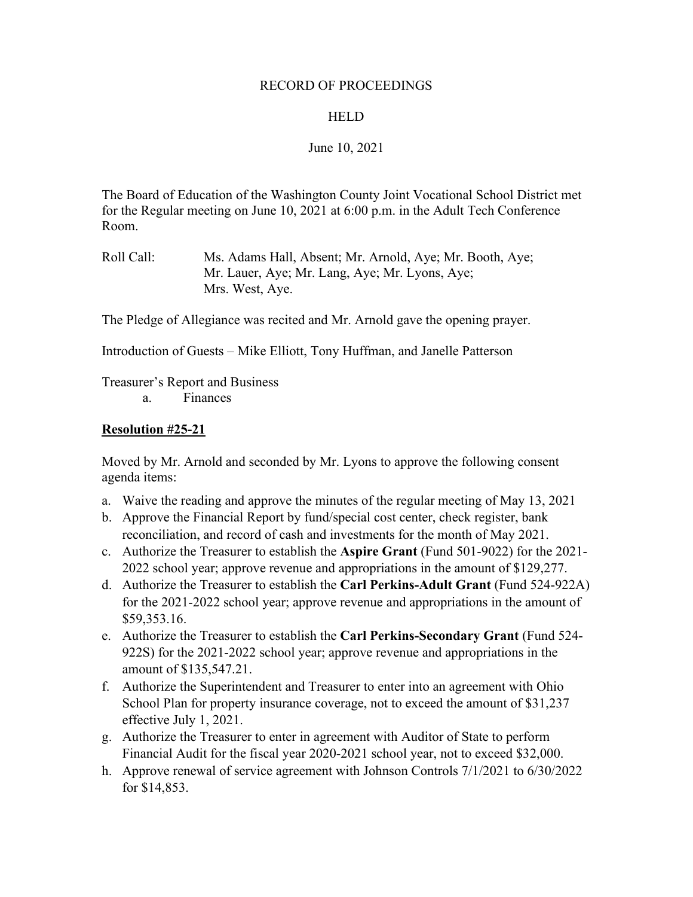RECORD OF PROCEEDINGS

HELD

June 10, 2021

The Board of Education of the Washington County Joint Vocational School District met for the Regular meeting on June 10, 2021 at 6:00 p.m. in the Adult Tech Conference Room.

Roll Call: Ms. Adams Hall, Absent; Mr. Arnold, Aye; Mr. Booth, Aye; Mr. Lauer, Aye; Mr. Lang, Aye; Mr. Lyons, Aye; Mrs. West, Aye.

The Pledge of Allegiance was recited and Mr. Arnold gave the opening prayer.

Introduction of Guests – Mike Elliott, Tony Huffman, and Janelle Patterson

Treasurer's Report and Business

a. Finances

**Resolution #25-21**

Moved by Mr. Arnold and seconded by Mr. Lyons to approve the following consent agenda items:

a. Waive the reading and approve the minutes of the regular meeting of May 13, 2021
b. Approve the Financial Report by fund/special cost center, check register, bank reconciliation, and record of cash and investments for the month of May 2021.
c. Authorize the Treasurer to establish the **Aspire Grant** (Fund 501-9022) for the 2021-2022 school year; approve revenue and appropriations in the amount of $129,277.
d. Authorize the Treasurer to establish the **Carl Perkins-Adult Grant** (Fund 524-922A) for the 2021-2022 school year; approve revenue and appropriations in the amount of $59,353.16.
e. Authorize the Treasurer to establish the **Carl Perkins-Secondary Grant** (Fund 524-922S) for the 2021-2022 school year; approve revenue and appropriations in the amount of $135,547.21.
f. Authorize the Superintendent and Treasurer to enter into an agreement with Ohio School Plan for property insurance coverage, not to exceed the amount of $31,237 effective July 1, 2021.
g. Authorize the Treasurer to enter in agreement with Auditor of State to perform Financial Audit for the fiscal year 2020-2021 school year, not to exceed $32,000.
h. Approve renewal of service agreement with Johnson Controls 7/1/2021 to 6/30/2022 for $14,853.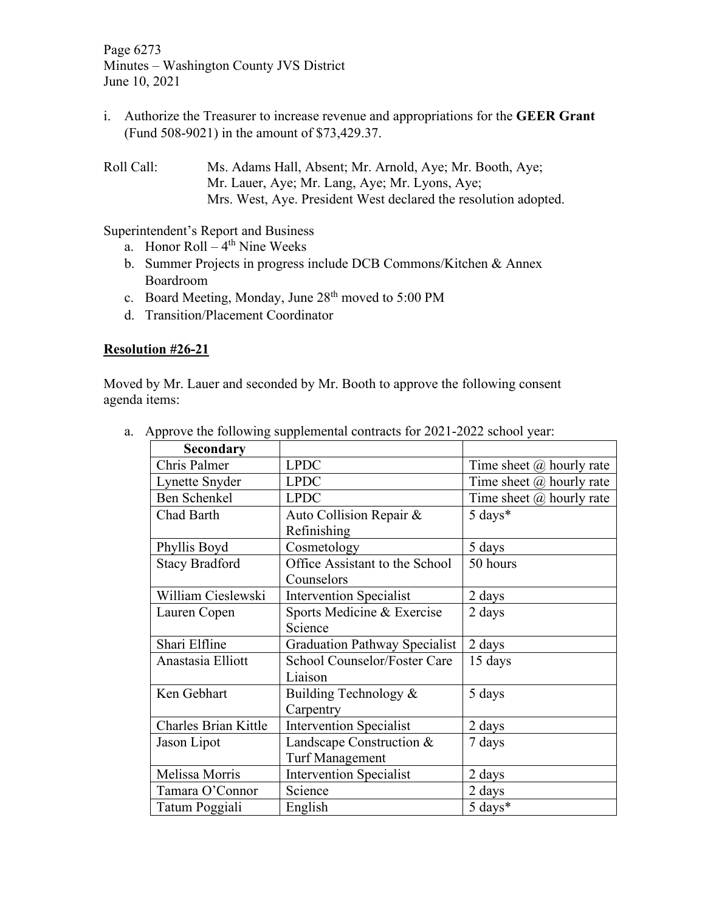i. Authorize the Treasurer to increase revenue and appropriations for the **GEER Grant** (Fund 508-9021) in the amount of $73,429.37.

Roll Call: Ms. Adams Hall, Absent; Mr. Arnold, Aye; Mr. Booth, Aye; Mr. Lauer, Aye; Mr. Lang, Aye; Mr. Lyons, Aye; Mrs. West, Aye. President West declared the resolution adopted.

Superintendent's Report and Business

a. Honor Roll – 4th Nine Weeks
b. Summer Projects in progress include DCB Commons/Kitchen & Annex Boardroom
c. Board Meeting, Monday, June 28th moved to 5:00 PM
d. Transition/Placement Coordinator

**Resolution #26-21**

Moved by Mr. Lauer and seconded by Mr. Booth to approve the following consent agenda items:

a. Approve the following supplemental contracts for 2021-2022 school year:

| Secondary | | |
|---|---|---|
| Chris Palmer | LPDC | Time sheet @ hourly rate |
| Lynette Snyder | LPDC | Time sheet @ hourly rate |
| Ben Schenkel | LPDC | Time sheet @ hourly rate |
| Chad Barth | Auto Collision Repair & Refinishing | 5 days* |
| Phyllis Boyd | Cosmetology | 5 days |
| Stacy Bradford | Office Assistant to the School Counselors | 50 hours |
| William Cieslewski | Intervention Specialist | 2 days |
| Lauren Copen | Sports Medicine & Exercise Science | 2 days |
| Shari Elfline | Graduation Pathway Specialist | 2 days |
| Anastasia Elliott | School Counselor/Foster Care Liaison | 15 days |
| Ken Gebhart | Building Technology & Carpentry | 5 days |
| Charles Brian Kittle | Intervention Specialist | 2 days |
| Jason Lipot | Landscape Construction & Turf Management | 7 days |
| Melissa Morris | Intervention Specialist | 2 days |
| Tamara O'Connor | Science | 2 days |
| Tatum Poggiali | English | 5 days* |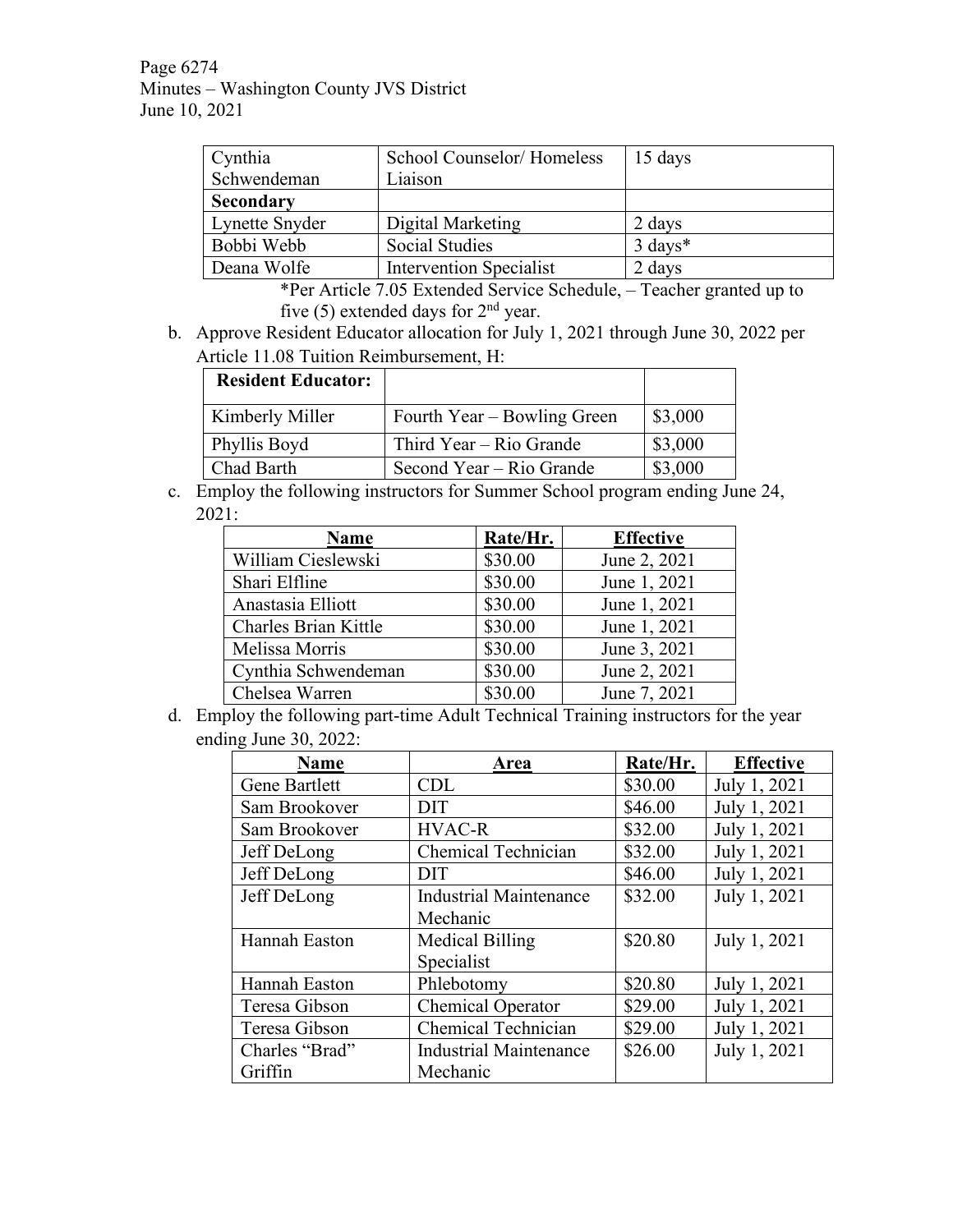| Cynthia Schwendeman | School Counselor/ Homeless Liaison | 15 days |
|---|---|---|
| **Secondary** | | |
| Lynette Snyder | Digital Marketing | 2 days |
| Bobbi Webb | Social Studies | 3 days* |
| Deana Wolfe | Intervention Specialist | 2 days |

*Per Article 7.05 Extended Service Schedule, – Teacher granted up to five (5) extended days for 2nd year.

b. Approve Resident Educator allocation for July 1, 2021 through June 30, 2022 per Article 11.08 Tuition Reimbursement, H:

| **Resident Educator:** | | |
|---|---|---|
| Kimberly Miller | Fourth Year – Bowling Green | $3,000 |
| Phyllis Boyd | Third Year – Rio Grande | $3,000 |
| Chad Barth | Second Year – Rio Grande | $3,000 |

c. Employ the following instructors for Summer School program ending June 24, 2021:

| Name | Rate/Hr. | Effective |
|---|---|---|
| William Cieslewski | $30.00 | June 2, 2021 |
| Shari Elfline | $30.00 | June 1, 2021 |
| Anastasia Elliott | $30.00 | June 1, 2021 |
| Charles Brian Kittle | $30.00 | June 1, 2021 |
| Melissa Morris | $30.00 | June 3, 2021 |
| Cynthia Schwendeman | $30.00 | June 2, 2021 |
| Chelsea Warren | $30.00 | June 7, 2021 |

d. Employ the following part-time Adult Technical Training instructors for the year ending June 30, 2022:

| Name | Area | Rate/Hr. | Effective |
|---|---|---|---|
| Gene Bartlett | CDL | $30.00 | July 1, 2021 |
| Sam Brookover | DIT | $46.00 | July 1, 2021 |
| Sam Brookover | HVAC-R | $32.00 | July 1, 2021 |
| Jeff DeLong | Chemical Technician | $32.00 | July 1, 2021 |
| Jeff DeLong | DIT | $46.00 | July 1, 2021 |
| Jeff DeLong | Industrial Maintenance Mechanic | $32.00 | July 1, 2021 |
| Hannah Easton | Medical Billing Specialist | $20.80 | July 1, 2021 |
| Hannah Easton | Phlebotomy | $20.80 | July 1, 2021 |
| Teresa Gibson | Chemical Operator | $29.00 | July 1, 2021 |
| Teresa Gibson | Chemical Technician | $29.00 | July 1, 2021 |
| Charles "Brad" Griffin | Industrial Maintenance Mechanic | $26.00 | July 1, 2021 |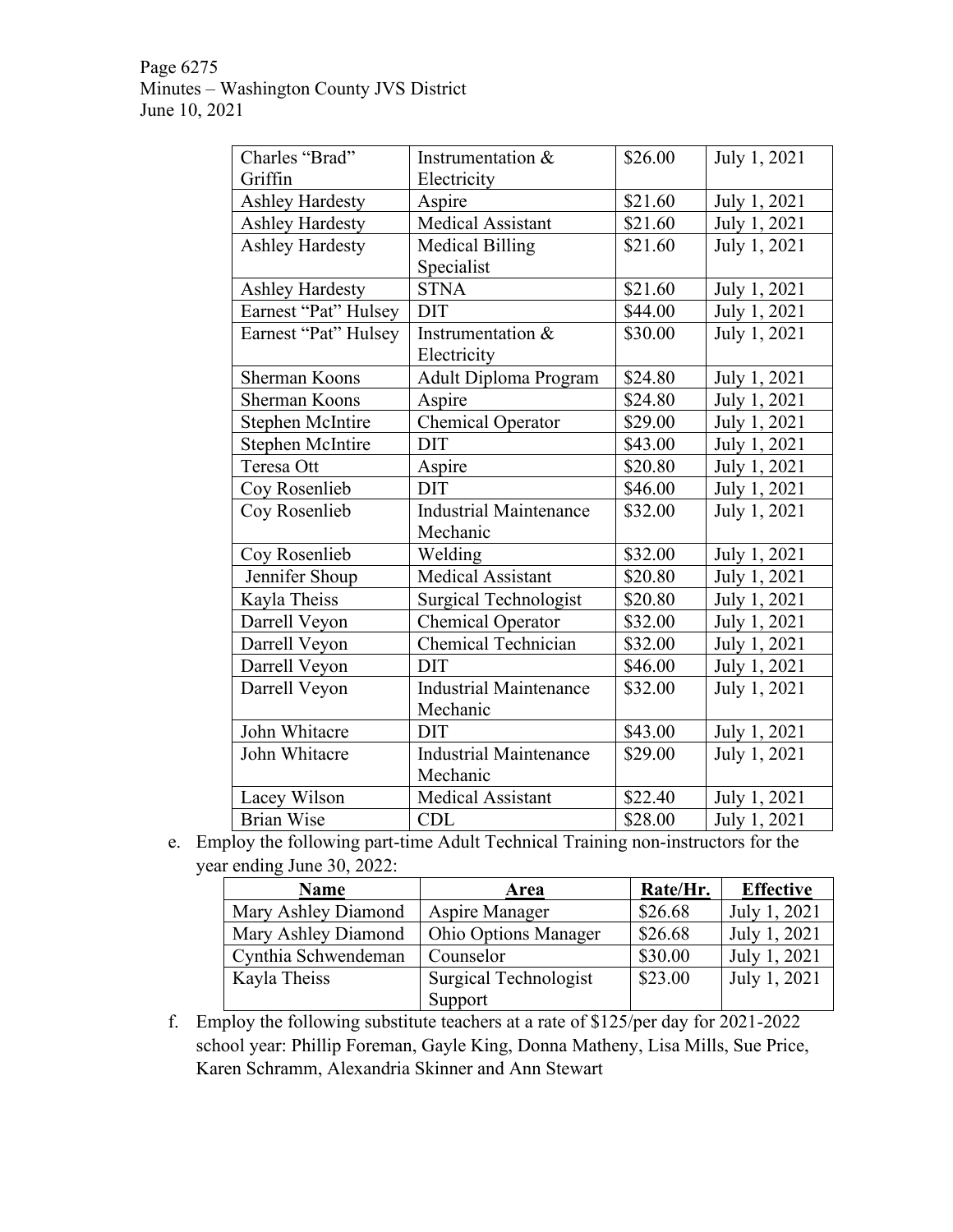| | | | |
|---|---|---|---|
| Charles "Brad" Griffin | Instrumentation & Electricity | $26.00 | July 1, 2021 |
| Ashley Hardesty | Aspire | $21.60 | July 1, 2021 |
| Ashley Hardesty | Medical Assistant | $21.60 | July 1, 2021 |
| Ashley Hardesty | Medical Billing Specialist | $21.60 | July 1, 2021 |
| Ashley Hardesty | STNA | $21.60 | July 1, 2021 |
| Earnest "Pat" Hulsey | DIT | $44.00 | July 1, 2021 |
| Earnest "Pat" Hulsey | Instrumentation & Electricity | $30.00 | July 1, 2021 |
| Sherman Koons | Adult Diploma Program | $24.80 | July 1, 2021 |
| Sherman Koons | Aspire | $24.80 | July 1, 2021 |
| Stephen McIntire | Chemical Operator | $29.00 | July 1, 2021 |
| Stephen McIntire | DIT | $43.00 | July 1, 2021 |
| Teresa Ott | Aspire | $20.80 | July 1, 2021 |
| Coy Rosenlieb | DIT | $46.00 | July 1, 2021 |
| Coy Rosenlieb | Industrial Maintenance Mechanic | $32.00 | July 1, 2021 |
| Coy Rosenlieb | Welding | $32.00 | July 1, 2021 |
| Jennifer Shoup | Medical Assistant | $20.80 | July 1, 2021 |
| Kayla Theiss | Surgical Technologist | $20.80 | July 1, 2021 |
| Darrell Veyon | Chemical Operator | $32.00 | July 1, 2021 |
| Darrell Veyon | Chemical Technician | $32.00 | July 1, 2021 |
| Darrell Veyon | DIT | $46.00 | July 1, 2021 |
| Darrell Veyon | Industrial Maintenance Mechanic | $32.00 | July 1, 2021 |
| John Whitacre | DIT | $43.00 | July 1, 2021 |
| John Whitacre | Industrial Maintenance Mechanic | $29.00 | July 1, 2021 |
| Lacey Wilson | Medical Assistant | $22.40 | July 1, 2021 |
| Brian Wise | CDL | $28.00 | July 1, 2021 |

e. Employ the following part-time Adult Technical Training non-instructors for the year ending June 30, 2022:

| Name | Area | Rate/Hr. | Effective |
|---|---|---|---|
| Mary Ashley Diamond | Aspire Manager | $26.68 | July 1, 2021 |
| Mary Ashley Diamond | Ohio Options Manager | $26.68 | July 1, 2021 |
| Cynthia Schwendeman | Counselor | $30.00 | July 1, 2021 |
| Kayla Theiss | Surgical Technologist Support | $23.00 | July 1, 2021 |

f. Employ the following substitute teachers at a rate of $125/per day for 2021-2022 school year: Phillip Foreman, Gayle King, Donna Matheny, Lisa Mills, Sue Price, Karen Schramm, Alexandria Skinner and Ann Stewart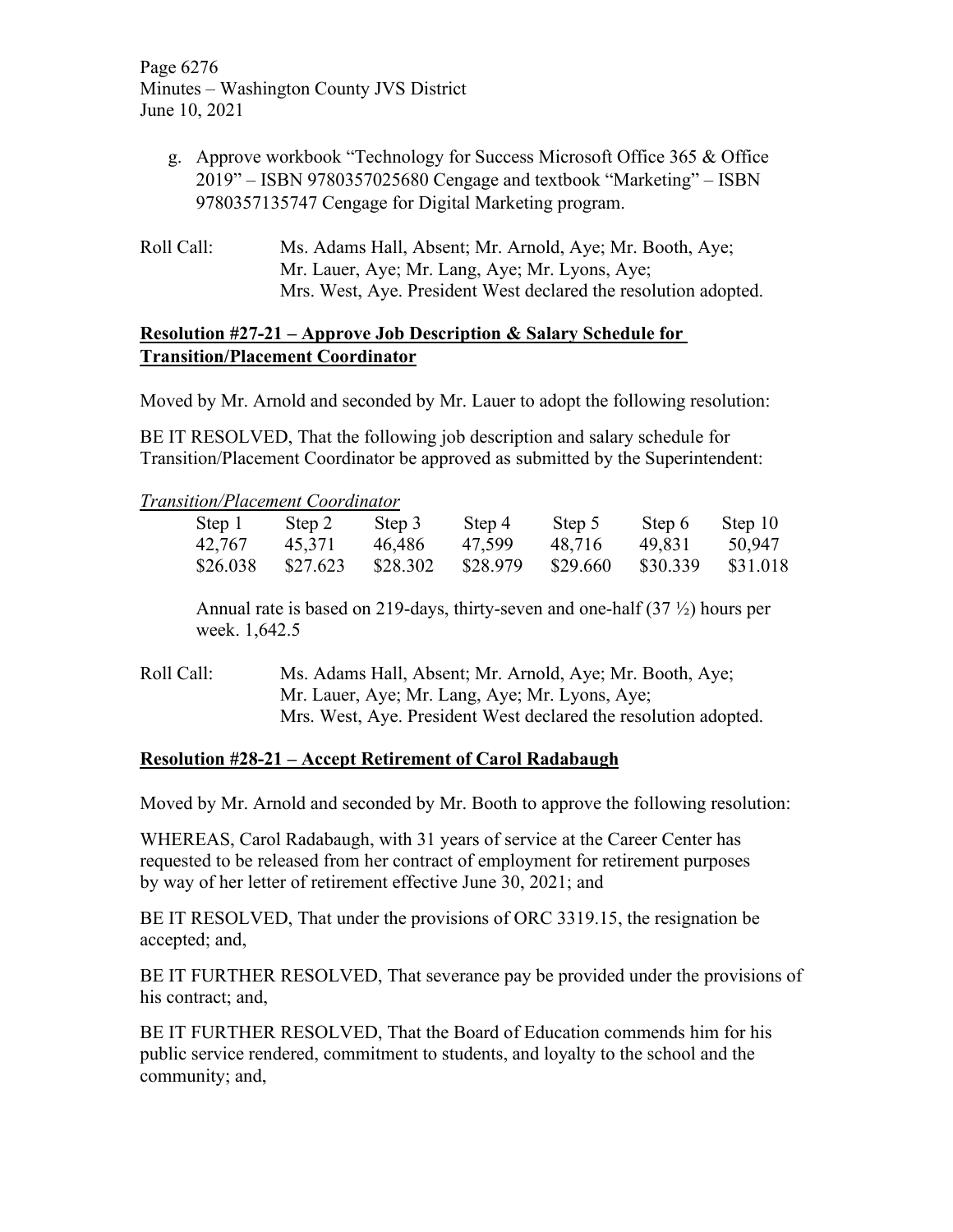g. Approve workbook "Technology for Success Microsoft Office 365 & Office 2019" – ISBN 9780357025680 Cengage and textbook "Marketing" – ISBN 9780357135747 Cengage for Digital Marketing program.

Roll Call: Ms. Adams Hall, Absent; Mr. Arnold, Aye; Mr. Booth, Aye; Mr. Lauer, Aye; Mr. Lang, Aye; Mr. Lyons, Aye; Mrs. West, Aye. President West declared the resolution adopted.

**Resolution #27-21 – Approve Job Description & Salary Schedule for Transition/Placement Coordinator**

Moved by Mr. Arnold and seconded by Mr. Lauer to adopt the following resolution:

BE IT RESOLVED, That the following job description and salary schedule for Transition/Placement Coordinator be approved as submitted by the Superintendent:

*Transition/Placement Coordinator*

| Step 1 | Step 2 | Step 3 | Step 4 | Step 5 | Step 6 | Step 10 |
|---|---|---|---|---|---|---|
| 42,767 | 45,371 | 46,486 | 47,599 | 48,716 | 49,831 | 50,947 |
| \$26.038 | \$27.623 | \$28.302 | \$28.979 | \$29.660 | \$30.339 | \$31.018 |

Annual rate is based on 219-days, thirty-seven and one-half (37 ½) hours per week. 1,642.5

Roll Call: Ms. Adams Hall, Absent; Mr. Arnold, Aye; Mr. Booth, Aye; Mr. Lauer, Aye; Mr. Lang, Aye; Mr. Lyons, Aye; Mrs. West, Aye. President West declared the resolution adopted.

**Resolution #28-21 – Accept Retirement of Carol Radabaugh**

Moved by Mr. Arnold and seconded by Mr. Booth to approve the following resolution:

WHEREAS, Carol Radabaugh, with 31 years of service at the Career Center has requested to be released from her contract of employment for retirement purposes by way of her letter of retirement effective June 30, 2021; and

BE IT RESOLVED, That under the provisions of ORC 3319.15, the resignation be accepted; and,

BE IT FURTHER RESOLVED, That severance pay be provided under the provisions of his contract; and,

BE IT FURTHER RESOLVED, That the Board of Education commends him for his public service rendered, commitment to students, and loyalty to the school and the community; and,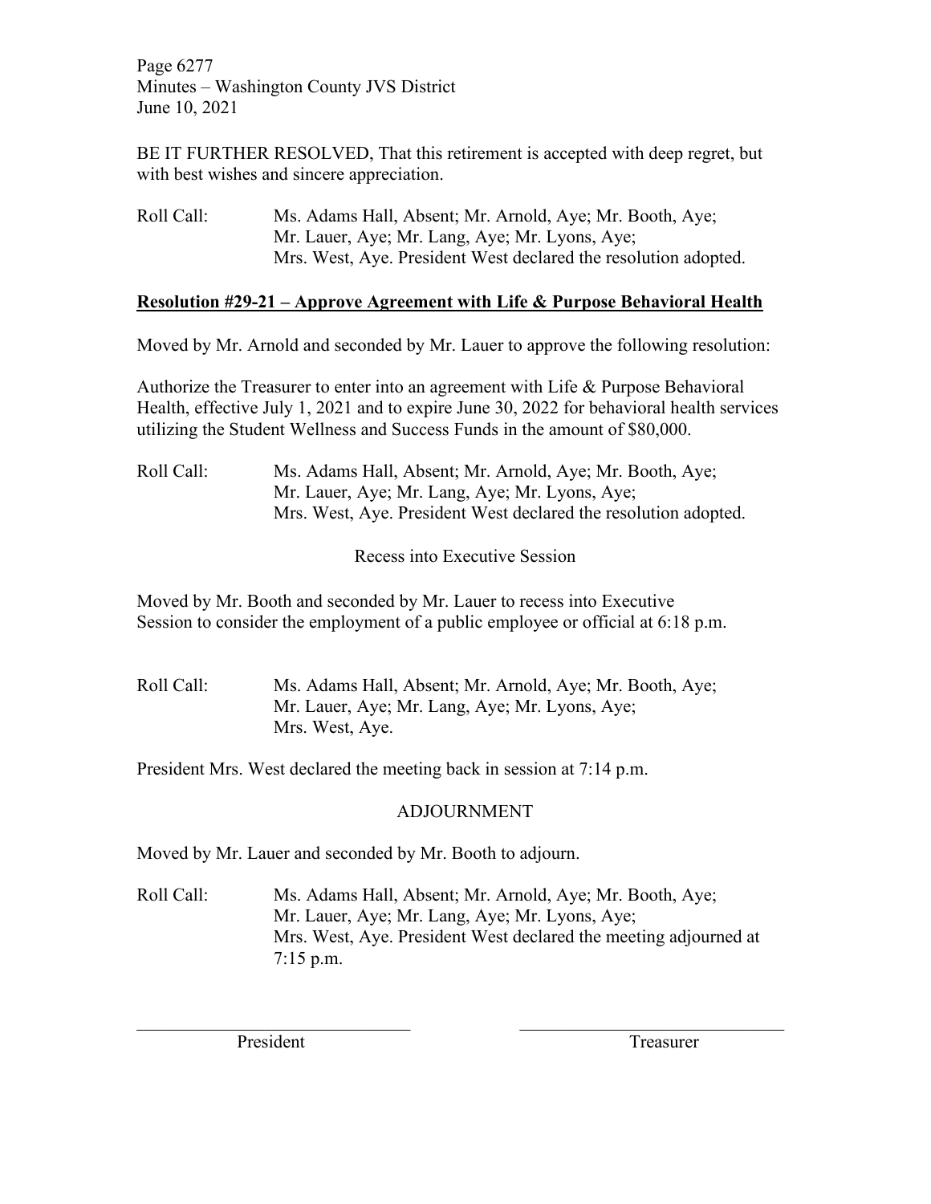BE IT FURTHER RESOLVED, That this retirement is accepted with deep regret, but with best wishes and sincere appreciation.

Roll Call: Ms. Adams Hall, Absent; Mr. Arnold, Aye; Mr. Booth, Aye; Mr. Lauer, Aye; Mr. Lang, Aye; Mr. Lyons, Aye; Mrs. West, Aye. President West declared the resolution adopted.

**Resolution #29-21 – Approve Agreement with Life & Purpose Behavioral Health**

Moved by Mr. Arnold and seconded by Mr. Lauer to approve the following resolution:

Authorize the Treasurer to enter into an agreement with Life & Purpose Behavioral Health, effective July 1, 2021 and to expire June 30, 2022 for behavioral health services utilizing the Student Wellness and Success Funds in the amount of $80,000.

Roll Call: Ms. Adams Hall, Absent; Mr. Arnold, Aye; Mr. Booth, Aye; Mr. Lauer, Aye; Mr. Lang, Aye; Mr. Lyons, Aye; Mrs. West, Aye. President West declared the resolution adopted.

Recess into Executive Session

Moved by Mr. Booth and seconded by Mr. Lauer to recess into Executive Session to consider the employment of a public employee or official at 6:18 p.m.

Roll Call: Ms. Adams Hall, Absent; Mr. Arnold, Aye; Mr. Booth, Aye; Mr. Lauer, Aye; Mr. Lang, Aye; Mr. Lyons, Aye; Mrs. West, Aye.

President Mrs. West declared the meeting back in session at 7:14 p.m.

ADJOURNMENT

Moved by Mr. Lauer and seconded by Mr. Booth to adjourn.

Roll Call: Ms. Adams Hall, Absent; Mr. Arnold, Aye; Mr. Booth, Aye; Mr. Lauer, Aye; Mr. Lang, Aye; Mr. Lyons, Aye; Mrs. West, Aye. President West declared the meeting adjourned at 7:15 p.m.

\_\_\_\_\_\_\_\_\_\_\_\_\_\_\_\_\_\_\_\_\_\_\_\_\_\_\_\_\_\_ President

\_\_\_\_\_\_\_\_\_\_\_\_\_\_\_\_\_\_\_\_\_\_\_\_\_\_\_\_\_\_ Treasurer